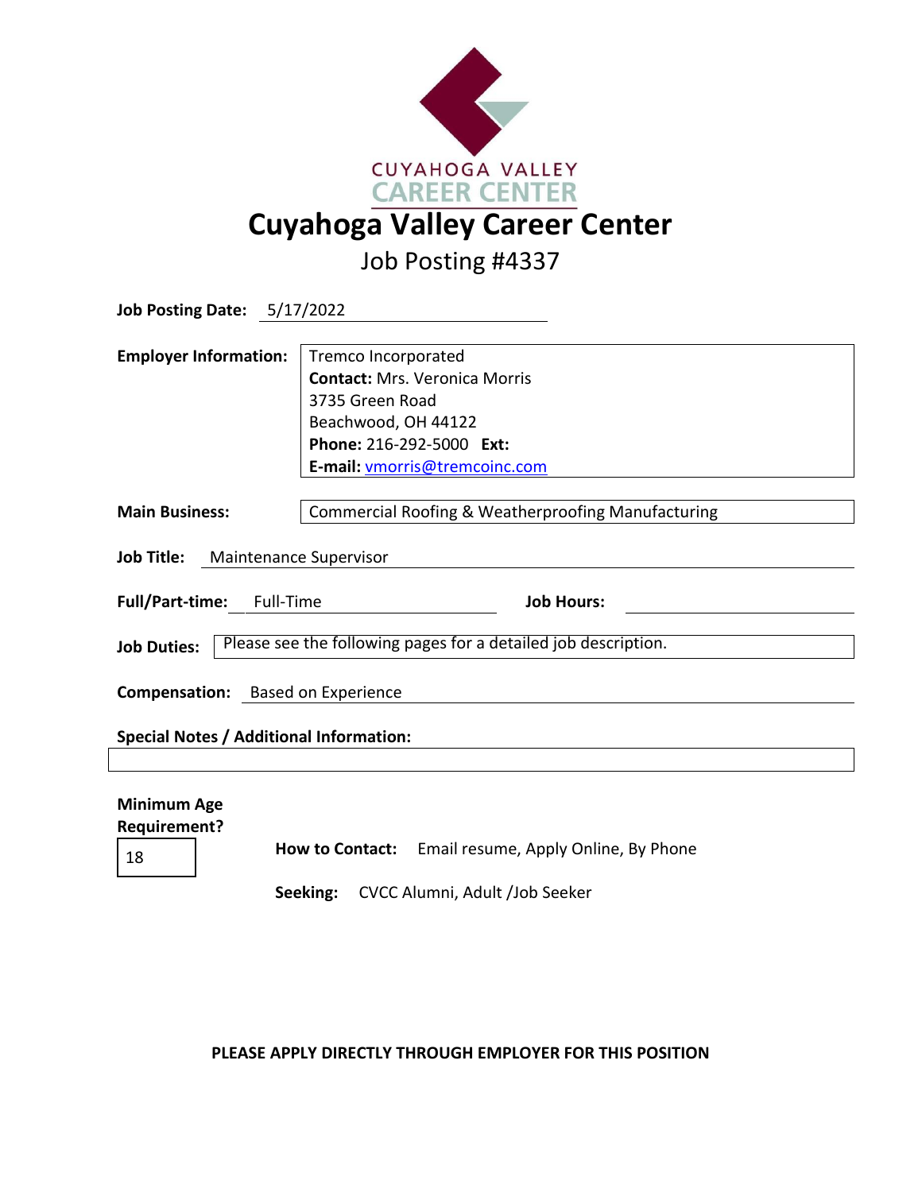CUYAHOGA VALLEY
CAREER CENTER

# Cuyahoga Valley Career Center

## Job Posting #4337

**Job Posting Date:** 5/17/2022

**Employer Information:**
Tremco Incorporated
**Contact:** Mrs. Veronica Morris
3735 Green Road
Beachwood, OH 44122
**Phone:** 216-292-5000 **Ext:**
**E-mail:** vmorris@tremcoinc.com

**Main Business:** Commercial Roofing & Weatherproofing Manufacturing

**Job Title:** Maintenance Supervisor

**Full/Part-time:** Full-Time **Job Hours:**

**Job Duties:** Please see the following pages for a detailed job description.

**Compensation:** Based on Experience

**Special Notes / Additional Information:**

**Minimum Age Requirement?** 18

**How to Contact:** Email resume, Apply Online, By Phone

**Seeking:** CVCC Alumni, Adult /Job Seeker

**PLEASE APPLY DIRECTLY THROUGH EMPLOYER FOR THIS POSITION**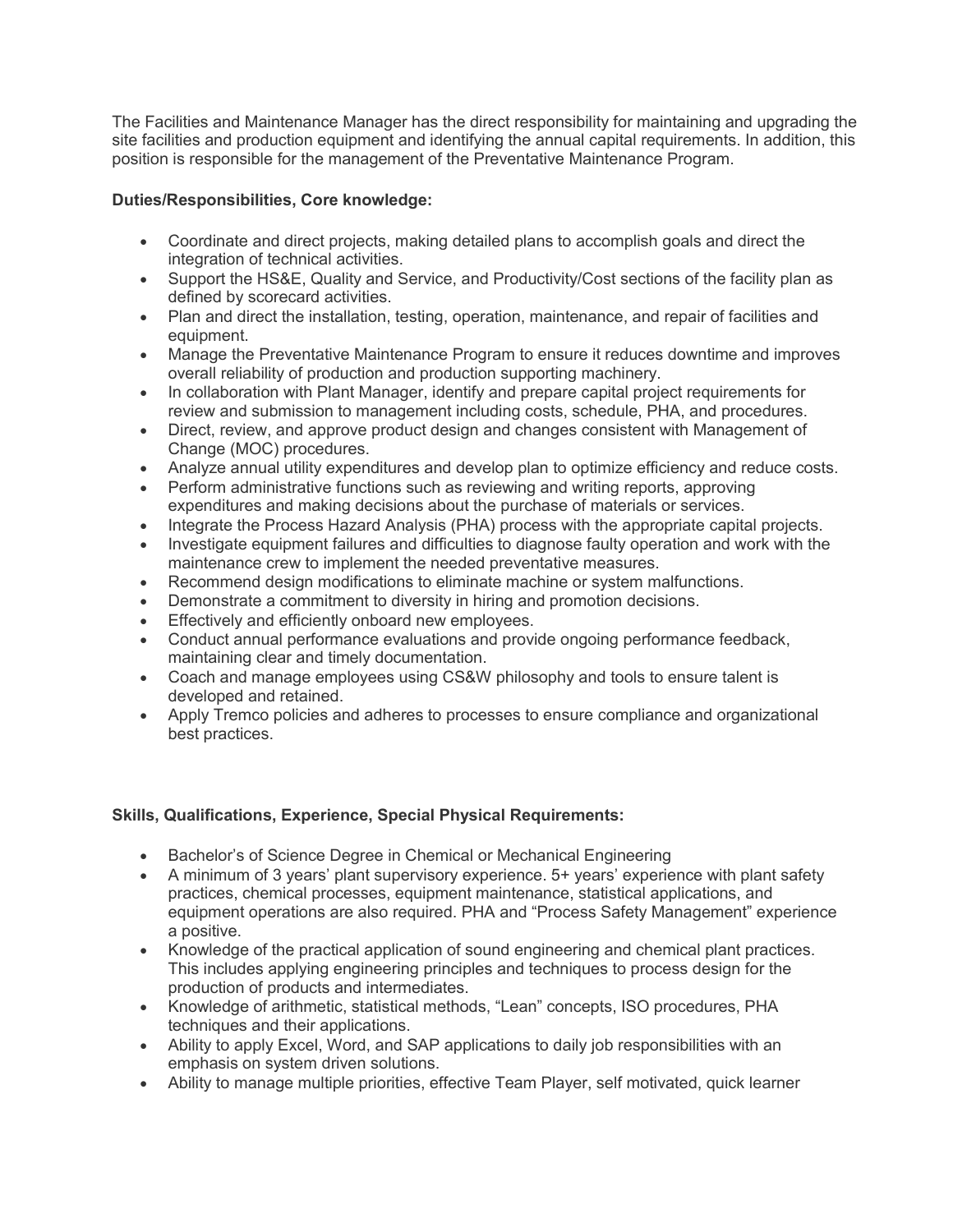The Facilities and Maintenance Manager has the direct responsibility for maintaining and upgrading the site facilities and production equipment and identifying the annual capital requirements. In addition, this position is responsible for the management of the Preventative Maintenance Program.

**Duties/Responsibilities, Core knowledge:**

- Coordinate and direct projects, making detailed plans to accomplish goals and direct the integration of technical activities.
- Support the HS&E, Quality and Service, and Productivity/Cost sections of the facility plan as defined by scorecard activities.
- Plan and direct the installation, testing, operation, maintenance, and repair of facilities and equipment.
- Manage the Preventative Maintenance Program to ensure it reduces downtime and improves overall reliability of production and production supporting machinery.
- In collaboration with Plant Manager, identify and prepare capital project requirements for review and submission to management including costs, schedule, PHA, and procedures.
- Direct, review, and approve product design and changes consistent with Management of Change (MOC) procedures.
- Analyze annual utility expenditures and develop plan to optimize efficiency and reduce costs.
- Perform administrative functions such as reviewing and writing reports, approving expenditures and making decisions about the purchase of materials or services.
- Integrate the Process Hazard Analysis (PHA) process with the appropriate capital projects.
- Investigate equipment failures and difficulties to diagnose faulty operation and work with the maintenance crew to implement the needed preventative measures.
- Recommend design modifications to eliminate machine or system malfunctions.
- Demonstrate a commitment to diversity in hiring and promotion decisions.
- Effectively and efficiently onboard new employees.
- Conduct annual performance evaluations and provide ongoing performance feedback, maintaining clear and timely documentation.
- Coach and manage employees using CS&W philosophy and tools to ensure talent is developed and retained.
- Apply Tremco policies and adheres to processes to ensure compliance and organizational best practices.

**Skills, Qualifications, Experience, Special Physical Requirements:**

- Bachelor's of Science Degree in Chemical or Mechanical Engineering
- A minimum of 3 years' plant supervisory experience. 5+ years' experience with plant safety practices, chemical processes, equipment maintenance, statistical applications, and equipment operations are also required. PHA and "Process Safety Management" experience a positive.
- Knowledge of the practical application of sound engineering and chemical plant practices. This includes applying engineering principles and techniques to process design for the production of products and intermediates.
- Knowledge of arithmetic, statistical methods, "Lean" concepts, ISO procedures, PHA techniques and their applications.
- Ability to apply Excel, Word, and SAP applications to daily job responsibilities with an emphasis on system driven solutions.
- Ability to manage multiple priorities, effective Team Player, self motivated, quick learner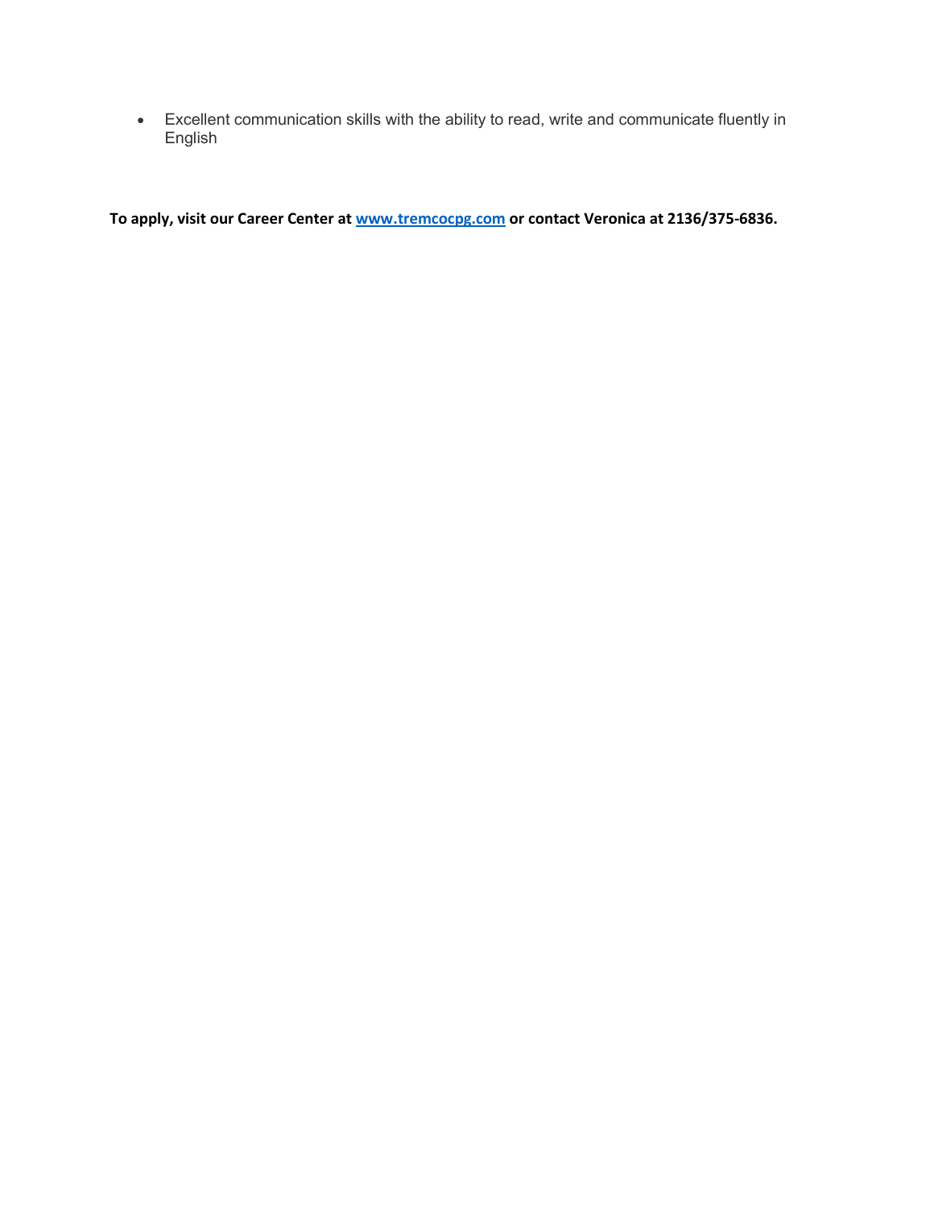- Excellent communication skills with the ability to read, write and communicate fluently in English

**To apply, visit our Career Center at [www.tremcocpg.com](http://www.tremcocpg.com) or contact Veronica at 2136/375-6836.**